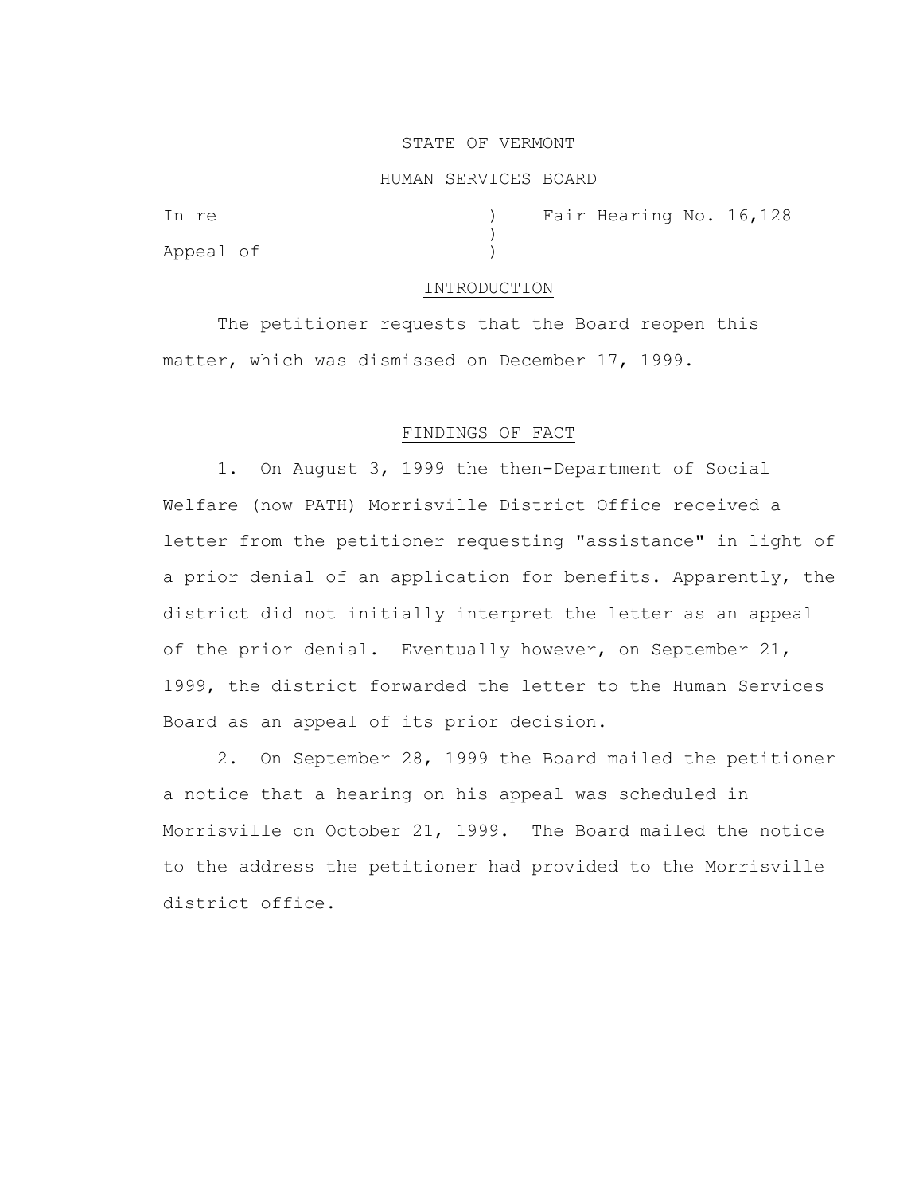STATE OF VERMONT

HUMAN SERVICES BOARD

In re ) Fair Hearing No. 16,128
)
Appeal of )

## INTRODUCTION

The petitioner requests that the Board reopen this matter, which was dismissed on December 17, 1999.

## FINDINGS OF FACT

1. On August 3, 1999 the then-Department of Social Welfare (now PATH) Morrisville District Office received a letter from the petitioner requesting "assistance" in light of a prior denial of an application for benefits. Apparently, the district did not initially interpret the letter as an appeal of the prior denial. Eventually however, on September 21, 1999, the district forwarded the letter to the Human Services Board as an appeal of its prior decision.

2. On September 28, 1999 the Board mailed the petitioner a notice that a hearing on his appeal was scheduled in Morrisville on October 21, 1999. The Board mailed the notice to the address the petitioner had provided to the Morrisville district office.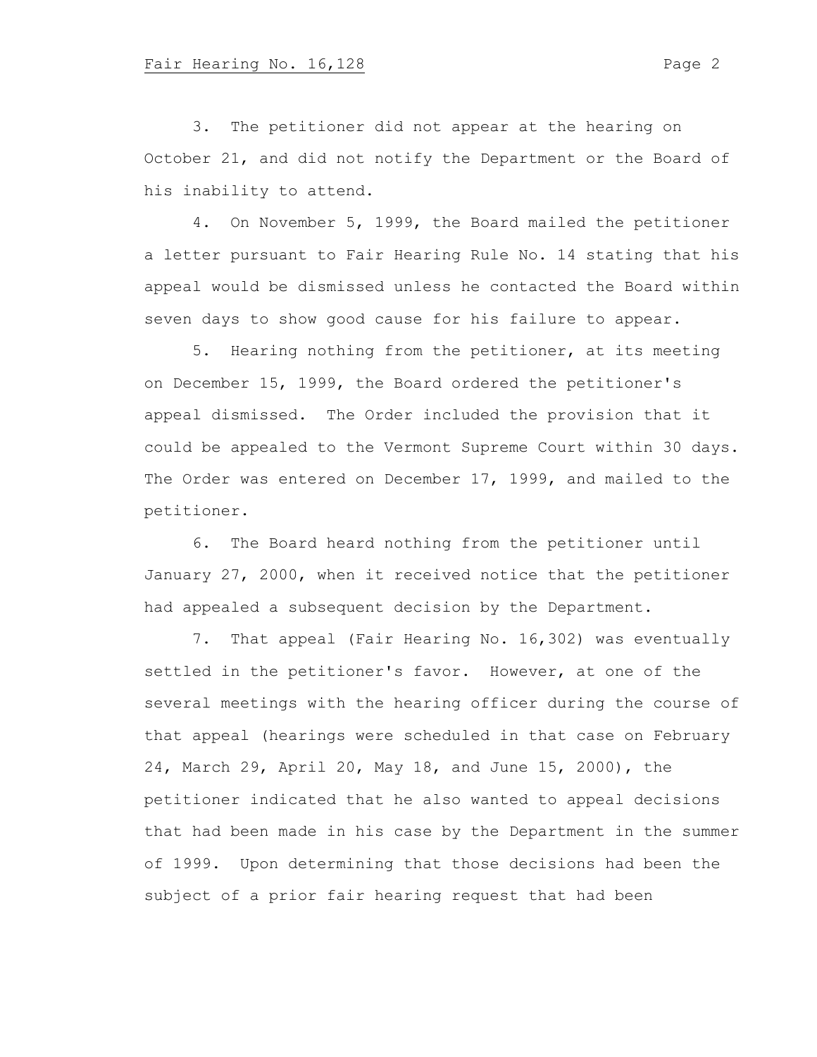3. The petitioner did not appear at the hearing on October 21, and did not notify the Department or the Board of his inability to attend.

4. On November 5, 1999, the Board mailed the petitioner a letter pursuant to Fair Hearing Rule No. 14 stating that his appeal would be dismissed unless he contacted the Board within seven days to show good cause for his failure to appear.

5. Hearing nothing from the petitioner, at its meeting on December 15, 1999, the Board ordered the petitioner's appeal dismissed. The Order included the provision that it could be appealed to the Vermont Supreme Court within 30 days. The Order was entered on December 17, 1999, and mailed to the petitioner.

6. The Board heard nothing from the petitioner until January 27, 2000, when it received notice that the petitioner had appealed a subsequent decision by the Department.

7. That appeal (Fair Hearing No. 16,302) was eventually settled in the petitioner's favor. However, at one of the several meetings with the hearing officer during the course of that appeal (hearings were scheduled in that case on February 24, March 29, April 20, May 18, and June 15, 2000), the petitioner indicated that he also wanted to appeal decisions that had been made in his case by the Department in the summer of 1999. Upon determining that those decisions had been the subject of a prior fair hearing request that had been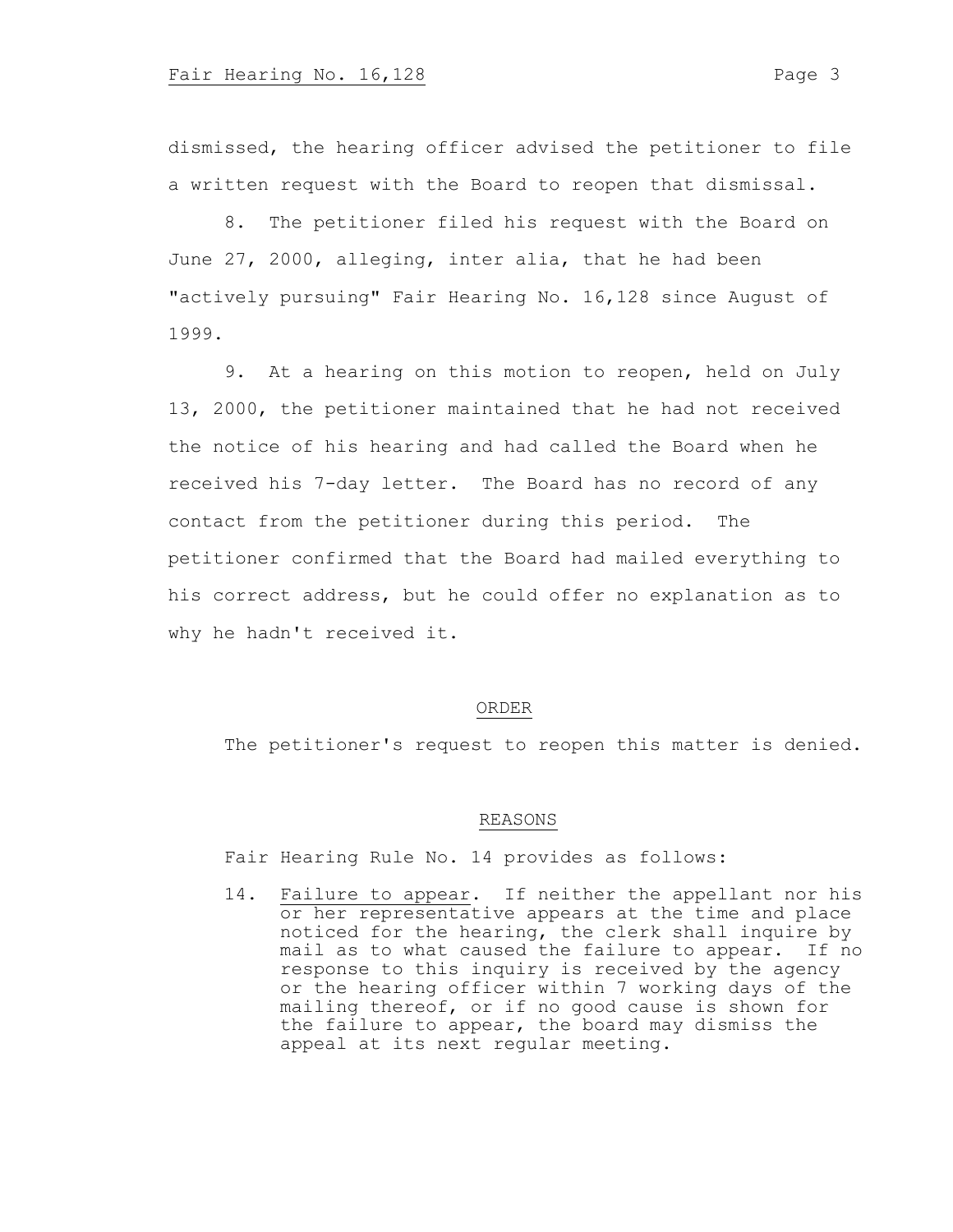dismissed, the hearing officer advised the petitioner to file a written request with the Board to reopen that dismissal.

8. The petitioner filed his request with the Board on June 27, 2000, alleging, inter alia, that he had been "actively pursuing" Fair Hearing No. 16,128 since August of 1999.

9. At a hearing on this motion to reopen, held on July 13, 2000, the petitioner maintained that he had not received the notice of his hearing and had called the Board when he received his 7-day letter. The Board has no record of any contact from the petitioner during this period. The petitioner confirmed that the Board had mailed everything to his correct address, but he could offer no explanation as to why he hadn't received it.

## ORDER

The petitioner's request to reopen this matter is denied.

## REASONS

Fair Hearing Rule No. 14 provides as follows:

> 14. Failure to appear. If neither the appellant nor his or her representative appears at the time and place noticed for the hearing, the clerk shall inquire by mail as to what caused the failure to appear. If no response to this inquiry is received by the agency or the hearing officer within 7 working days of the mailing thereof, or if no good cause is shown for the failure to appear, the board may dismiss the appeal at its next regular meeting.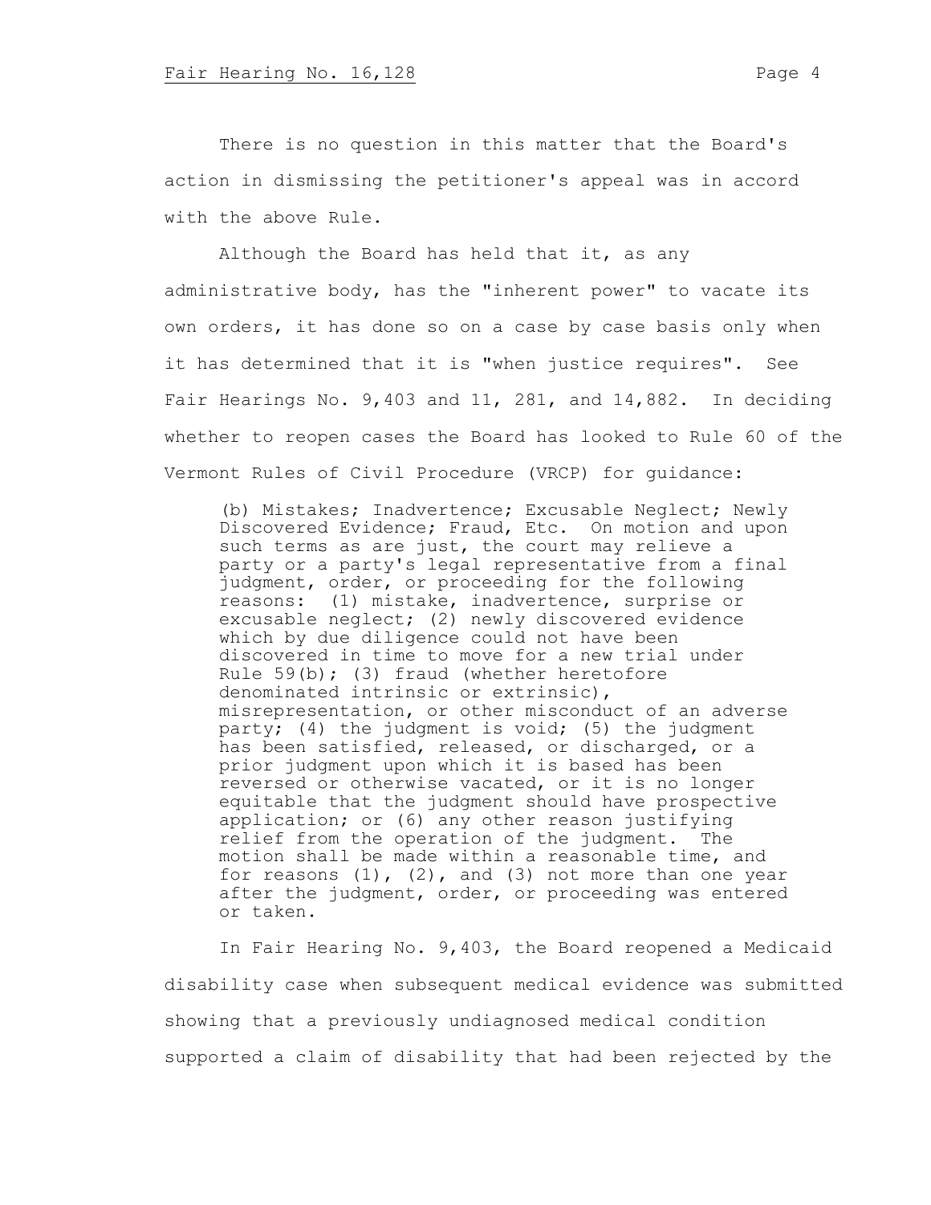There is no question in this matter that the Board's action in dismissing the petitioner's appeal was in accord with the above Rule.

Although the Board has held that it, as any administrative body, has the "inherent power" to vacate its own orders, it has done so on a case by case basis only when it has determined that it is "when justice requires". See Fair Hearings No. 9,403 and 11, 281, and 14,882. In deciding whether to reopen cases the Board has looked to Rule 60 of the Vermont Rules of Civil Procedure (VRCP) for guidance:

> (b) Mistakes; Inadvertence; Excusable Neglect; Newly Discovered Evidence; Fraud, Etc. On motion and upon such terms as are just, the court may relieve a party or a party's legal representative from a final judgment, order, or proceeding for the following reasons: (1) mistake, inadvertence, surprise or excusable neglect; (2) newly discovered evidence which by due diligence could not have been discovered in time to move for a new trial under Rule 59(b); (3) fraud (whether heretofore denominated intrinsic or extrinsic), misrepresentation, or other misconduct of an adverse party; (4) the judgment is void; (5) the judgment has been satisfied, released, or discharged, or a prior judgment upon which it is based has been reversed or otherwise vacated, or it is no longer equitable that the judgment should have prospective application; or (6) any other reason justifying relief from the operation of the judgment. The motion shall be made within a reasonable time, and for reasons (1), (2), and (3) not more than one year after the judgment, order, or proceeding was entered or taken.

In Fair Hearing No. 9,403, the Board reopened a Medicaid disability case when subsequent medical evidence was submitted showing that a previously undiagnosed medical condition supported a claim of disability that had been rejected by the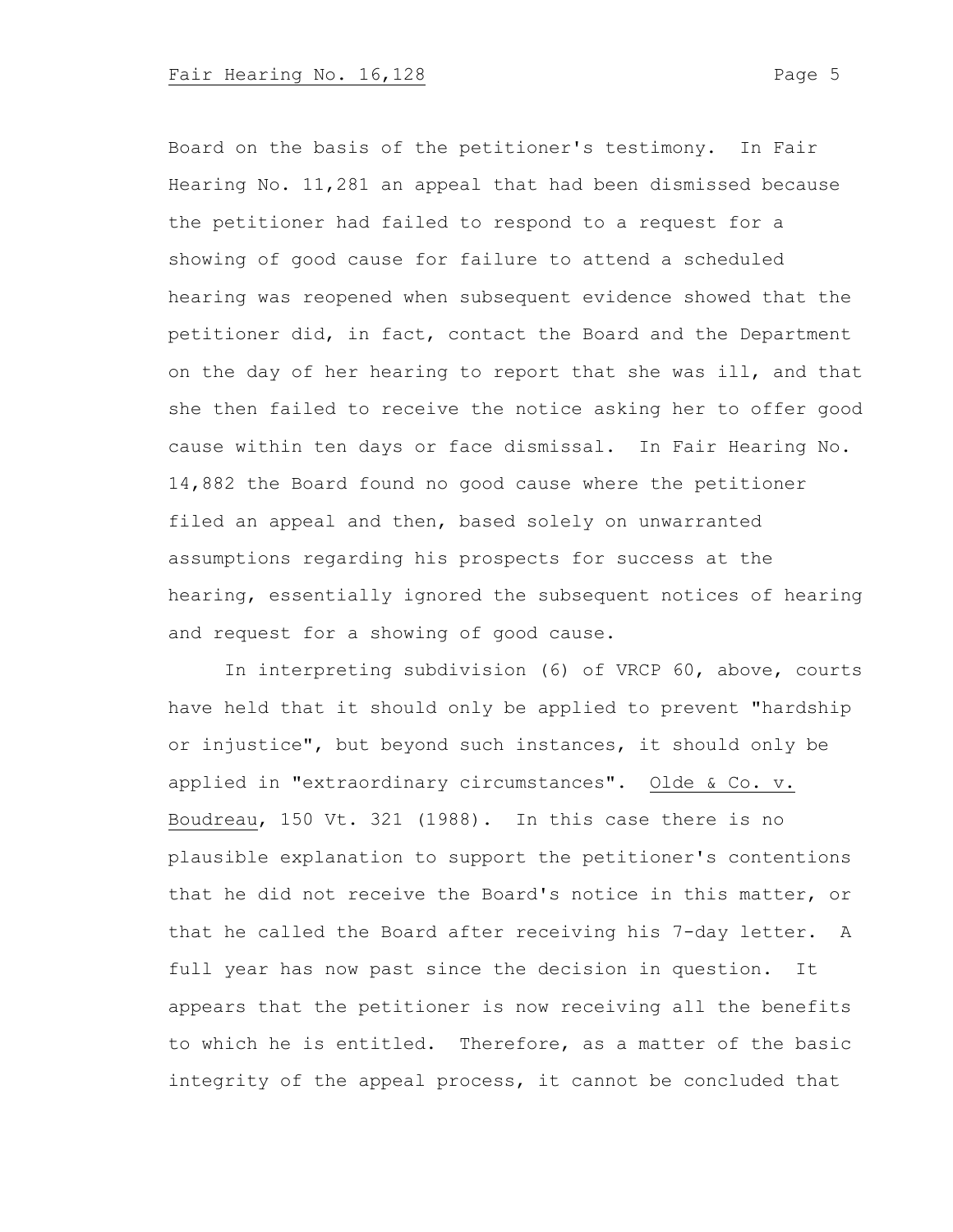Board on the basis of the petitioner's testimony. In Fair Hearing No. 11,281 an appeal that had been dismissed because the petitioner had failed to respond to a request for a showing of good cause for failure to attend a scheduled hearing was reopened when subsequent evidence showed that the petitioner did, in fact, contact the Board and the Department on the day of her hearing to report that she was ill, and that she then failed to receive the notice asking her to offer good cause within ten days or face dismissal. In Fair Hearing No. 14,882 the Board found no good cause where the petitioner filed an appeal and then, based solely on unwarranted assumptions regarding his prospects for success at the hearing, essentially ignored the subsequent notices of hearing and request for a showing of good cause.

In interpreting subdivision (6) of VRCP 60, above, courts have held that it should only be applied to prevent "hardship or injustice", but beyond such instances, it should only be applied in "extraordinary circumstances". Olde & Co. v. Boudreau, 150 Vt. 321 (1988). In this case there is no plausible explanation to support the petitioner's contentions that he did not receive the Board's notice in this matter, or that he called the Board after receiving his 7-day letter. A full year has now past since the decision in question. It appears that the petitioner is now receiving all the benefits to which he is entitled. Therefore, as a matter of the basic integrity of the appeal process, it cannot be concluded that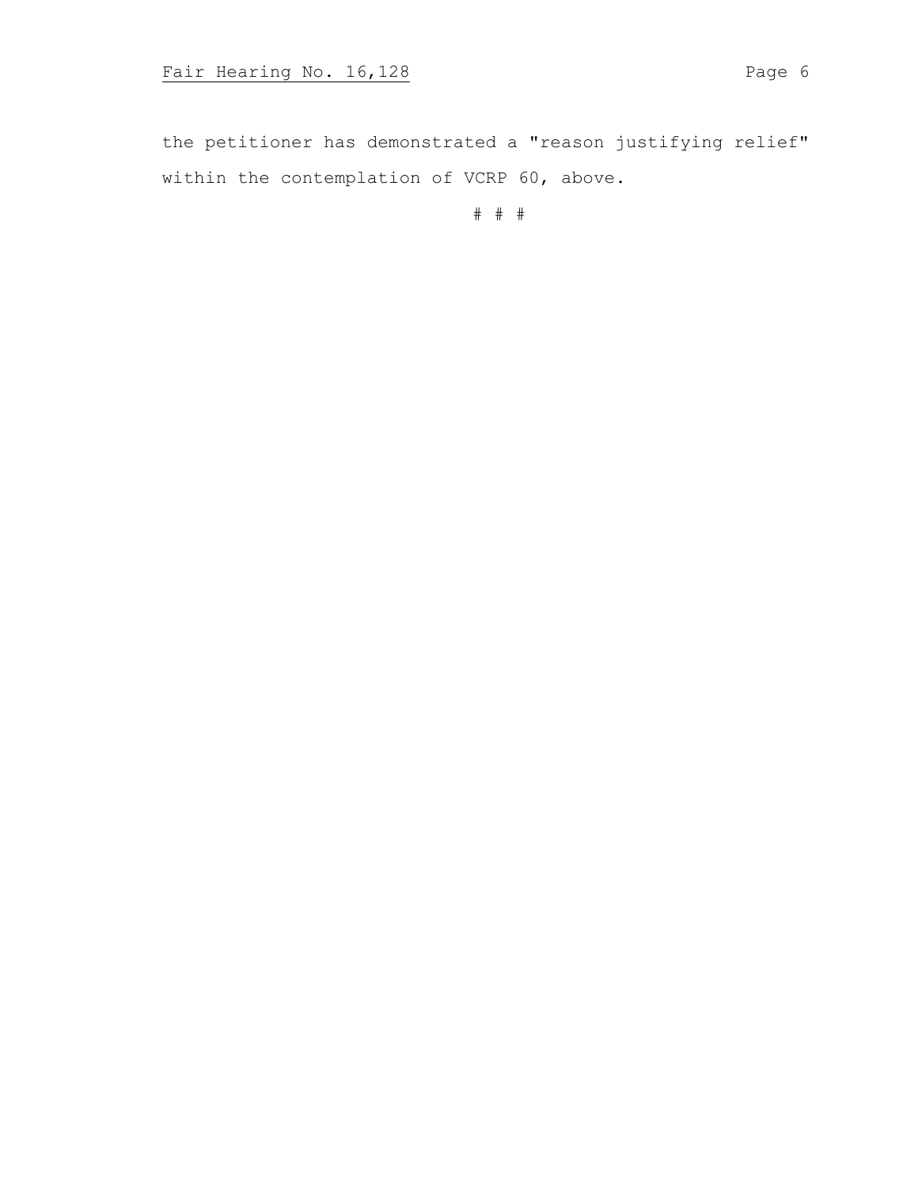the petitioner has demonstrated a "reason justifying relief" within the contemplation of VCRP 60, above.

# # #